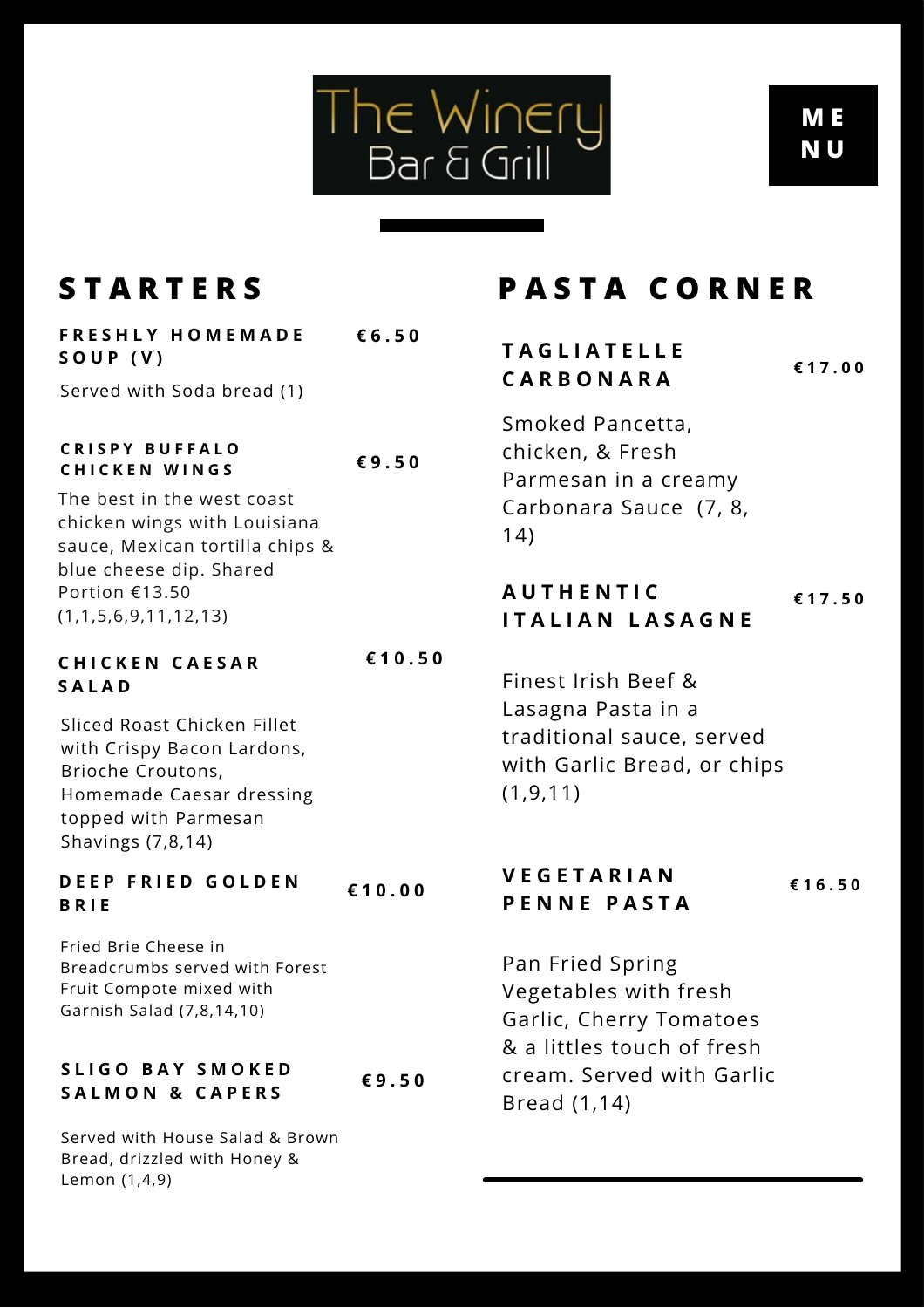# The Winery Bar & Grill

**MENU**

## STARTERS

### FRESHLY HOMEMADE SOUP (V) — €6.50

Served with Soda bread (1)

### CRISPY BUFFALO CHICKEN WINGS — €9.50

The best in the west coast chicken wings with Louisiana sauce, Mexican tortilla chips & blue cheese dip. Shared Portion €13.50 (1,1,5,6,9,11,12,13)

### CHICKEN CAESAR SALAD — €10.50

Sliced Roast Chicken Fillet with Crispy Bacon Lardons, Brioche Croutons, Homemade Caesar dressing topped with Parmesan Shavings (7,8,14)

### DEEP FRIED GOLDEN BRIE — €10.00

Fried Brie Cheese in Breadcrumbs served with Forest Fruit Compote mixed with Garnish Salad (7,8,14,10)

### SLIGO BAY SMOKED SALMON & CAPERS — €9.50

Served with House Salad & Brown Bread, drizzled with Honey & Lemon (1,4,9)

## PASTA CORNER

### TAGLIATELLE CARBONARA — €17.00

Smoked Pancetta, chicken, & Fresh Parmesan in a creamy Carbonara Sauce (7, 8, 14)

### AUTHENTIC ITALIAN LASAGNE — €17.50

Finest Irish Beef & Lasagna Pasta in a traditional sauce, served with Garlic Bread, or chips (1,9,11)

### VEGETARIAN PENNE PASTA — €16.50

Pan Fried Spring Vegetables with fresh Garlic, Cherry Tomatoes & a littles touch of fresh cream. Served with Garlic Bread (1,14)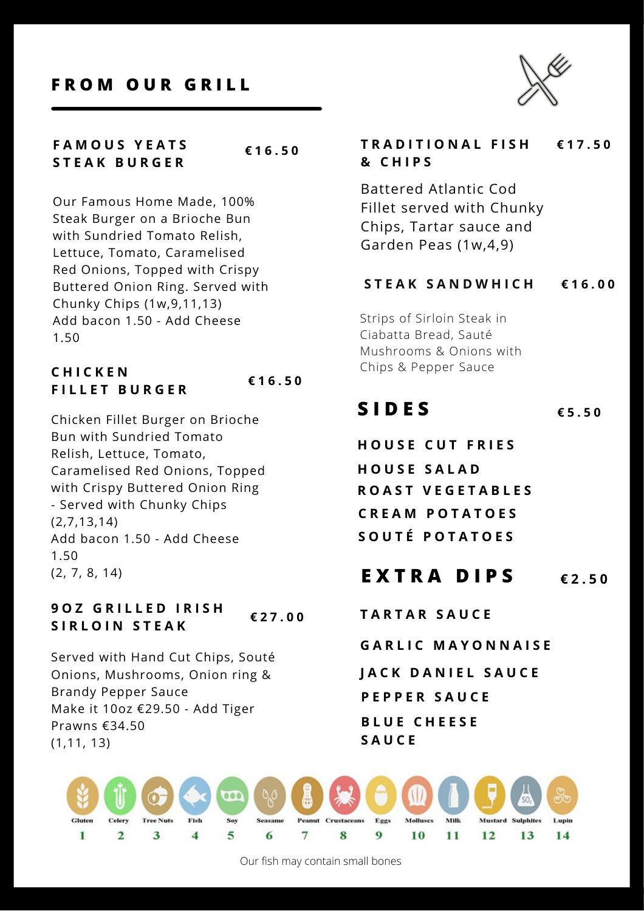## FROM OUR GRILL

### FAMOUS YEATS STEAK BURGER — €16.50

Our Famous Home Made, 100% Steak Burger on a Brioche Bun with Sundried Tomato Relish, Lettuce, Tomato, Caramelised Red Onions, Topped with Crispy Buttered Onion Ring. Served with Chunky Chips (1w,9,11,13)
Add bacon 1.50 - Add Cheese 1.50

### CHICKEN FILLET BURGER — €16.50

Chicken Fillet Burger on Brioche Bun with Sundried Tomato Relish, Lettuce, Tomato, Caramelised Red Onions, Topped with Crispy Buttered Onion Ring - Served with Chunky Chips (2,7,13,14)
Add bacon 1.50 - Add Cheese 1.50
(2, 7, 8, 14)

### 9OZ GRILLED IRISH SIRLOIN STEAK — €27.00

Served with Hand Cut Chips, Souté Onions, Mushrooms, Onion ring & Brandy Pepper Sauce
Make it 10oz €29.50 - Add Tiger Prawns €34.50
(1,11, 13)

### TRADITIONAL FISH & CHIPS — €17.50

Battered Atlantic Cod Fillet served with Chunky Chips, Tartar sauce and Garden Peas (1w,4,9)

### STEAK SANDWHICH — €16.00

Strips of Sirloin Steak in Ciabatta Bread, Sauté Mushrooms & Onions with Chips & Pepper Sauce

## SIDES — €5.50

- HOUSE CUT FRIES
- HOUSE SALAD
- ROAST VEGETABLES
- CREAM POTATOES
- SOUTÉ POTATOES

## EXTRA DIPS — €2.50

- TARTAR SAUCE
- GARLIC MAYONNAISE
- JACK DANIEL SAUCE
- PEPPER SAUCE
- BLUE CHEESE SAUCE

| | | | | | | | | | | | | | |
|---|---|---|---|---|---|---|---|---|---|---|---|---|---|
| Gluten | Celery | Tree Nuts | Fish | Soy | Seasame | Peanut | Crustaceans | Eggs | Molluscs | Milk | Mustard | Sulphites | Lupin |
| 1 | 2 | 3 | 4 | 5 | 6 | 7 | 8 | 9 | 10 | 11 | 12 | 13 | 14 |

Our fish may contain small bones